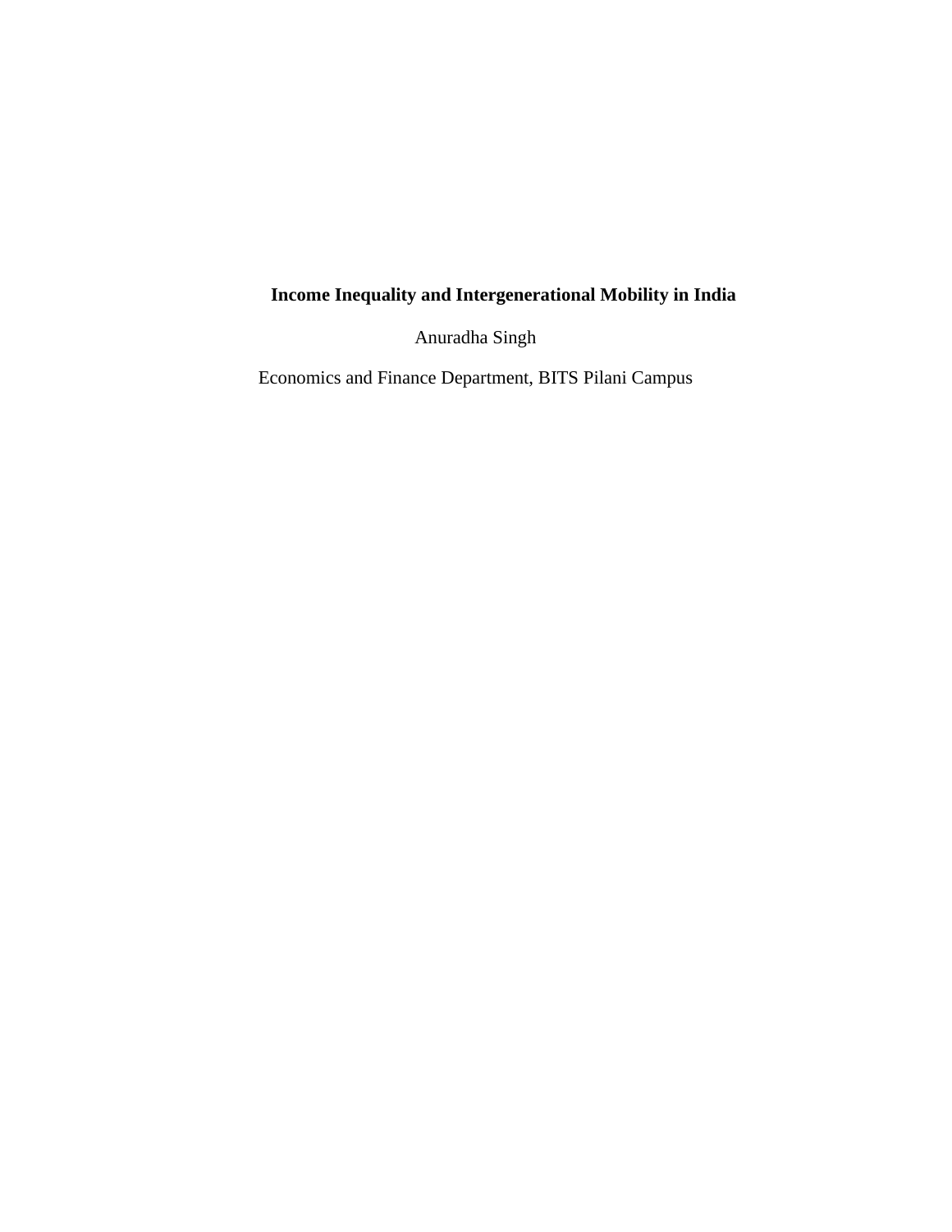# Income Inequality and Intergenerational Mobility in India

Anuradha Singh

Economics and Finance Department, BITS Pilani Campus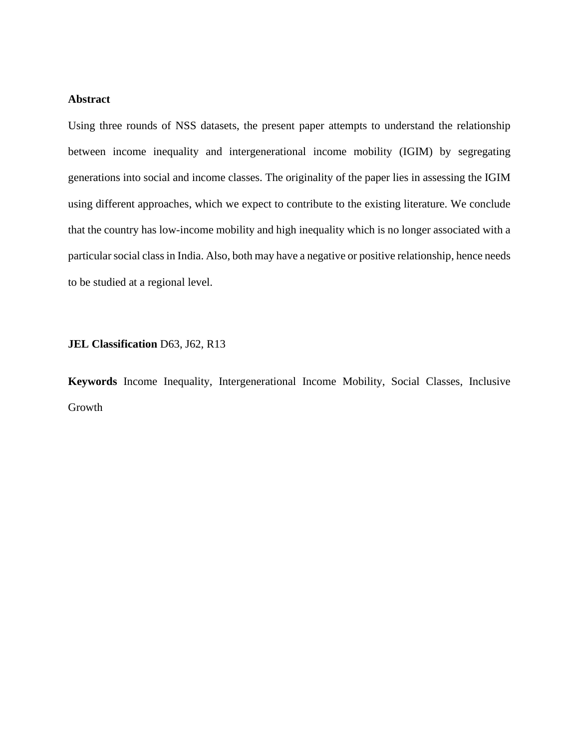**Abstract**

Using three rounds of NSS datasets, the present paper attempts to understand the relationship between income inequality and intergenerational income mobility (IGIM) by segregating generations into social and income classes. The originality of the paper lies in assessing the IGIM using different approaches, which we expect to contribute to the existing literature. We conclude that the country has low-income mobility and high inequality which is no longer associated with a particular social class in India. Also, both may have a negative or positive relationship, hence needs to be studied at a regional level.

**JEL Classification** D63, J62, R13

**Keywords** Income Inequality, Intergenerational Income Mobility, Social Classes, Inclusive Growth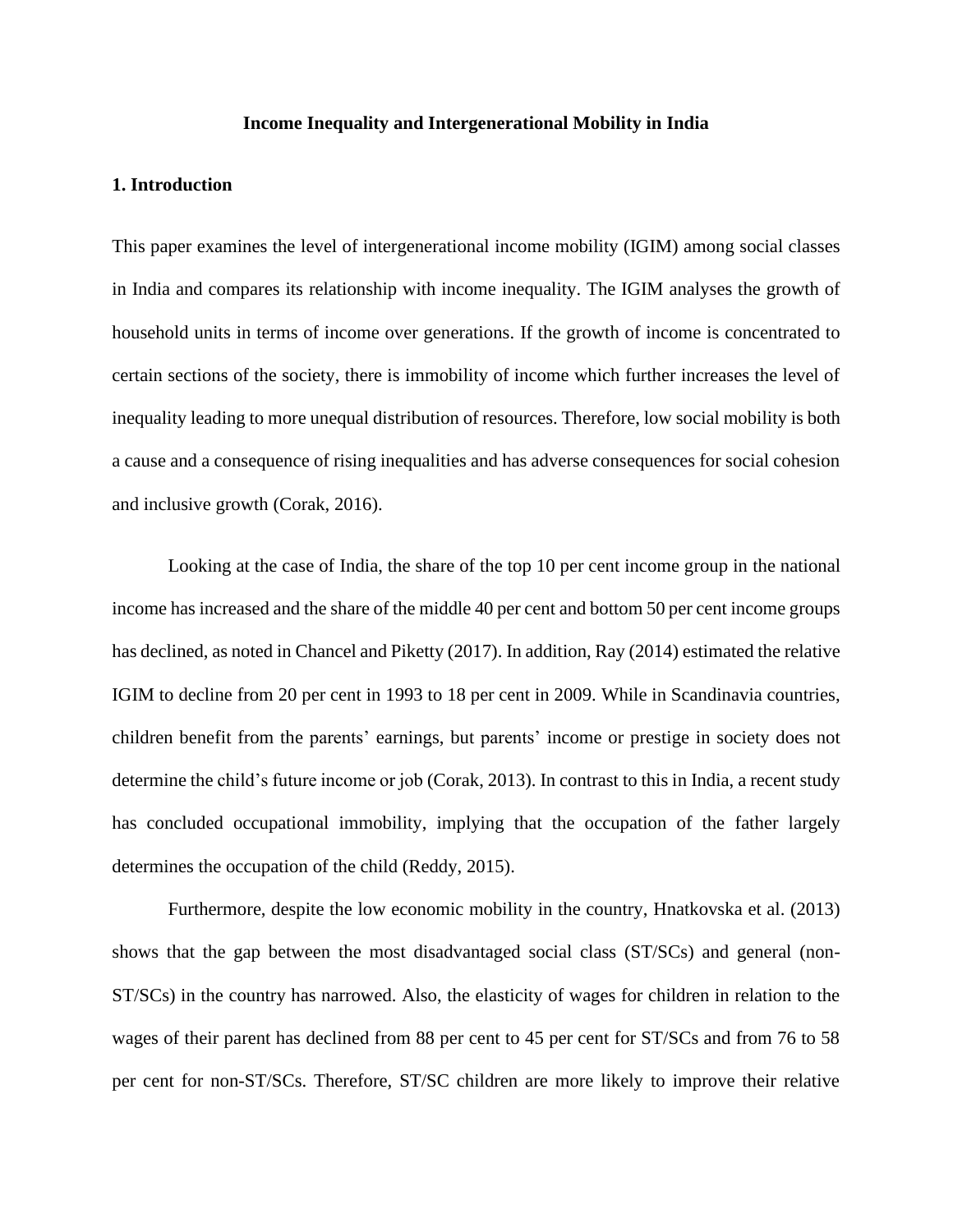**Income Inequality and Intergenerational Mobility in India**

## 1. Introduction

This paper examines the level of intergenerational income mobility (IGIM) among social classes in India and compares its relationship with income inequality. The IGIM analyses the growth of household units in terms of income over generations. If the growth of income is concentrated to certain sections of the society, there is immobility of income which further increases the level of inequality leading to more unequal distribution of resources. Therefore, low social mobility is both a cause and a consequence of rising inequalities and has adverse consequences for social cohesion and inclusive growth (Corak, 2016).

Looking at the case of India, the share of the top 10 per cent income group in the national income has increased and the share of the middle 40 per cent and bottom 50 per cent income groups has declined, as noted in Chancel and Piketty (2017). In addition, Ray (2014) estimated the relative IGIM to decline from 20 per cent in 1993 to 18 per cent in 2009. While in Scandinavia countries, children benefit from the parents' earnings, but parents' income or prestige in society does not determine the child's future income or job (Corak, 2013). In contrast to this in India, a recent study has concluded occupational immobility, implying that the occupation of the father largely determines the occupation of the child (Reddy, 2015).

Furthermore, despite the low economic mobility in the country, Hnatkovska et al. (2013) shows that the gap between the most disadvantaged social class (ST/SCs) and general (non-ST/SCs) in the country has narrowed. Also, the elasticity of wages for children in relation to the wages of their parent has declined from 88 per cent to 45 per cent for ST/SCs and from 76 to 58 per cent for non-ST/SCs. Therefore, ST/SC children are more likely to improve their relative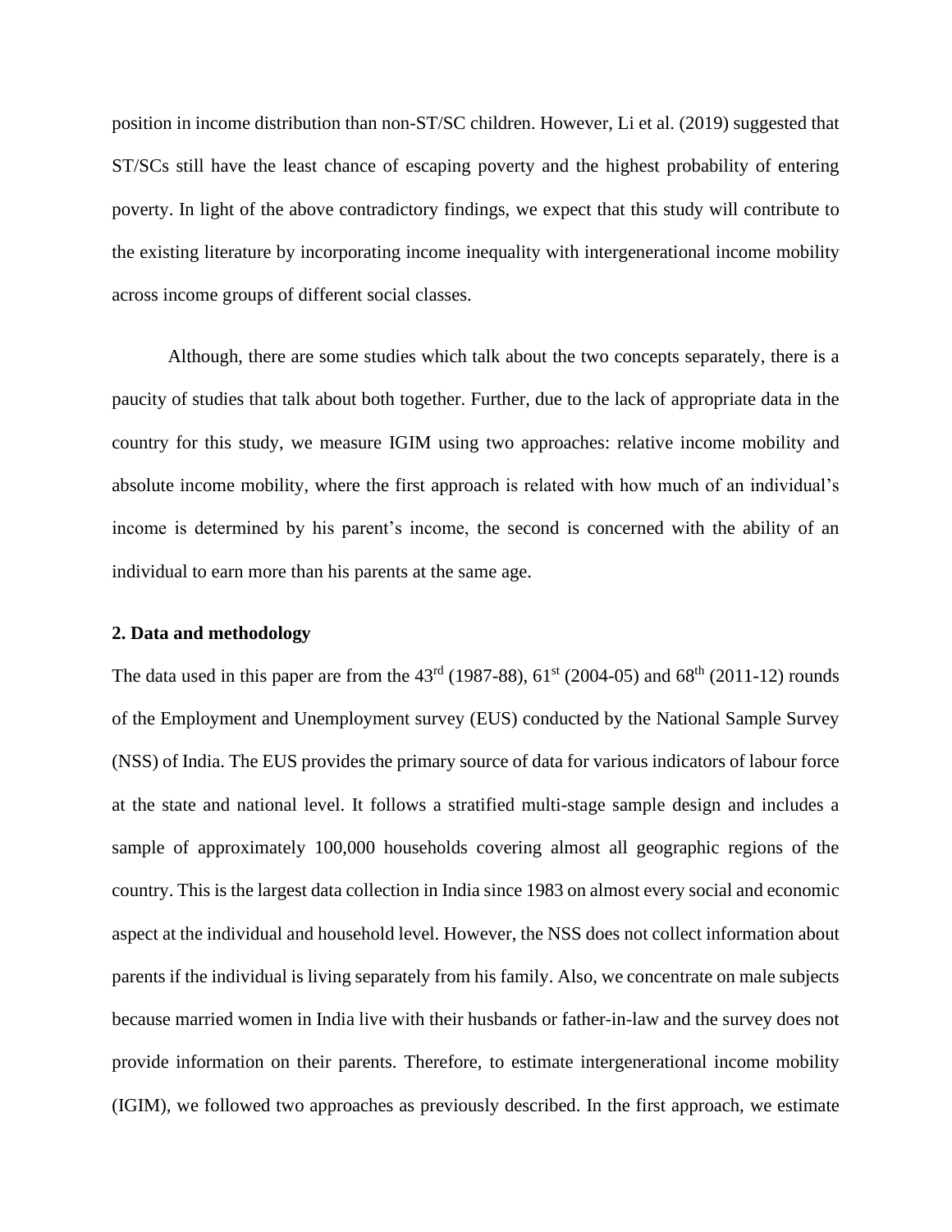position in income distribution than non-ST/SC children. However, Li et al. (2019) suggested that ST/SCs still have the least chance of escaping poverty and the highest probability of entering poverty. In light of the above contradictory findings, we expect that this study will contribute to the existing literature by incorporating income inequality with intergenerational income mobility across income groups of different social classes.

Although, there are some studies which talk about the two concepts separately, there is a paucity of studies that talk about both together. Further, due to the lack of appropriate data in the country for this study, we measure IGIM using two approaches: relative income mobility and absolute income mobility, where the first approach is related with how much of an individual's income is determined by his parent's income, the second is concerned with the ability of an individual to earn more than his parents at the same age.

## 2. Data and methodology

The data used in this paper are from the 43rd (1987-88), 61st (2004-05) and 68th (2011-12) rounds of the Employment and Unemployment survey (EUS) conducted by the National Sample Survey (NSS) of India. The EUS provides the primary source of data for various indicators of labour force at the state and national level. It follows a stratified multi-stage sample design and includes a sample of approximately 100,000 households covering almost all geographic regions of the country. This is the largest data collection in India since 1983 on almost every social and economic aspect at the individual and household level. However, the NSS does not collect information about parents if the individual is living separately from his family. Also, we concentrate on male subjects because married women in India live with their husbands or father-in-law and the survey does not provide information on their parents. Therefore, to estimate intergenerational income mobility (IGIM), we followed two approaches as previously described. In the first approach, we estimate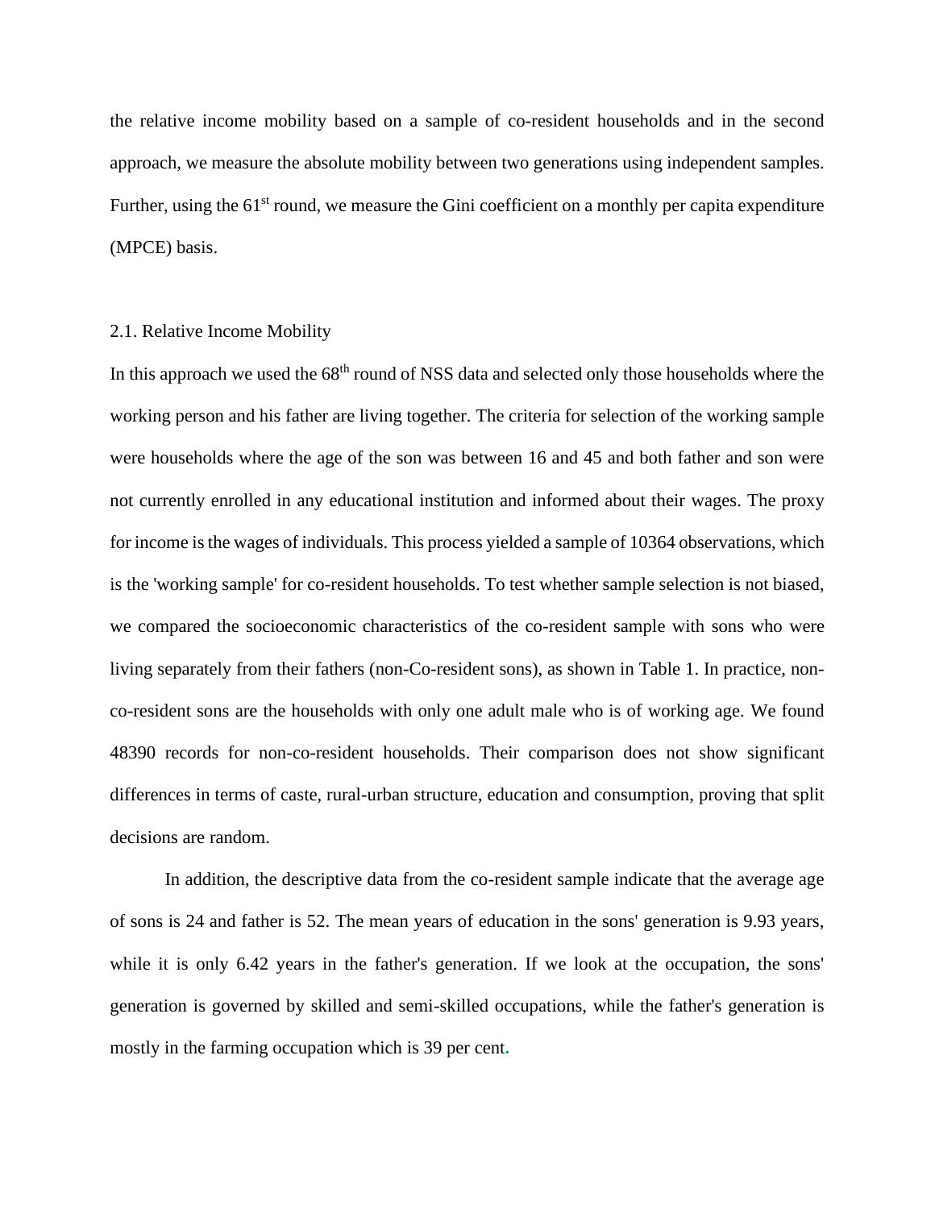the relative income mobility based on a sample of co-resident households and in the second approach, we measure the absolute mobility between two generations using independent samples. Further, using the 61st round, we measure the Gini coefficient on a monthly per capita expenditure (MPCE) basis.

## 2.1. Relative Income Mobility

In this approach we used the 68th round of NSS data and selected only those households where the working person and his father are living together. The criteria for selection of the working sample were households where the age of the son was between 16 and 45 and both father and son were not currently enrolled in any educational institution and informed about their wages. The proxy for income is the wages of individuals. This process yielded a sample of 10364 observations, which is the 'working sample' for co-resident households. To test whether sample selection is not biased, we compared the socioeconomic characteristics of the co-resident sample with sons who were living separately from their fathers (non-Co-resident sons), as shown in Table 1. In practice, non-co-resident sons are the households with only one adult male who is of working age. We found 48390 records for non-co-resident households. Their comparison does not show significant differences in terms of caste, rural-urban structure, education and consumption, proving that split decisions are random.

In addition, the descriptive data from the co-resident sample indicate that the average age of sons is 24 and father is 52. The mean years of education in the sons' generation is 9.93 years, while it is only 6.42 years in the father's generation. If we look at the occupation, the sons' generation is governed by skilled and semi-skilled occupations, while the father's generation is mostly in the farming occupation which is 39 per cent.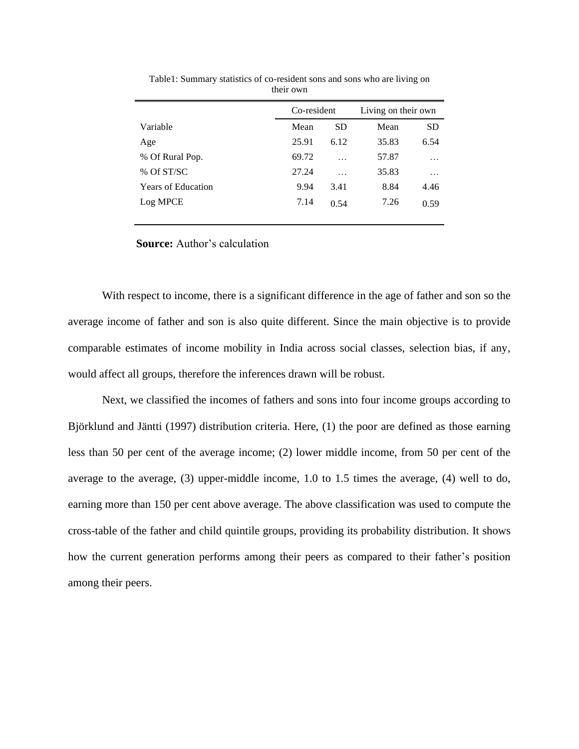Table1: Summary statistics of co-resident sons and sons who are living on their own

| | Co-resident | | Living on their own | |
|---|---|---|---|---|
| Variable | Mean | SD | Mean | SD |
| Age | 25.91 | 6.12 | 35.83 | 6.54 |
| % Of Rural Pop. | 69.72 | … | 57.87 | … |
| % Of ST/SC | 27.24 | … | 35.83 | … |
| Years of Education | 9.94 | 3.41 | 8.84 | 4.46 |
| Log MPCE | 7.14 | 0.54 | 7.26 | 0.59 |

**Source:** Author's calculation

With respect to income, there is a significant difference in the age of father and son so the average income of father and son is also quite different. Since the main objective is to provide comparable estimates of income mobility in India across social classes, selection bias, if any, would affect all groups, therefore the inferences drawn will be robust.

Next, we classified the incomes of fathers and sons into four income groups according to Björklund and Jäntti (1997) distribution criteria. Here, (1) the poor are defined as those earning less than 50 per cent of the average income; (2) lower middle income, from 50 per cent of the average to the average, (3) upper-middle income, 1.0 to 1.5 times the average, (4) well to do, earning more than 150 per cent above average. The above classification was used to compute the cross-table of the father and child quintile groups, providing its probability distribution. It shows how the current generation performs among their peers as compared to their father's position among their peers.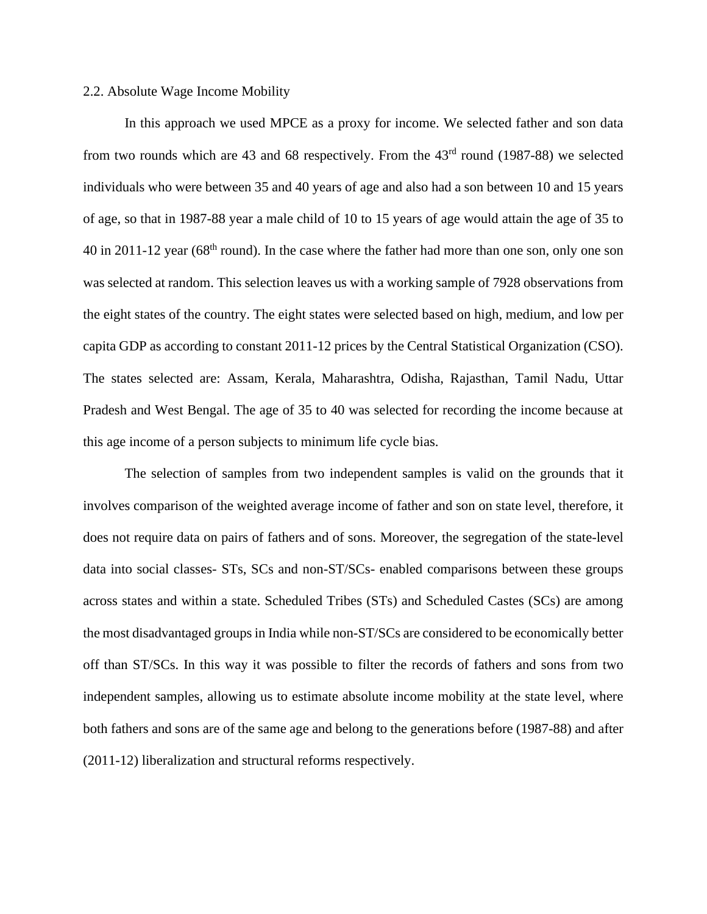## 2.2. Absolute Wage Income Mobility

In this approach we used MPCE as a proxy for income. We selected father and son data from two rounds which are 43 and 68 respectively. From the 43rd round (1987-88) we selected individuals who were between 35 and 40 years of age and also had a son between 10 and 15 years of age, so that in 1987-88 year a male child of 10 to 15 years of age would attain the age of 35 to 40 in 2011-12 year (68th round). In the case where the father had more than one son, only one son was selected at random. This selection leaves us with a working sample of 7928 observations from the eight states of the country. The eight states were selected based on high, medium, and low per capita GDP as according to constant 2011-12 prices by the Central Statistical Organization (CSO). The states selected are: Assam, Kerala, Maharashtra, Odisha, Rajasthan, Tamil Nadu, Uttar Pradesh and West Bengal. The age of 35 to 40 was selected for recording the income because at this age income of a person subjects to minimum life cycle bias.

The selection of samples from two independent samples is valid on the grounds that it involves comparison of the weighted average income of father and son on state level, therefore, it does not require data on pairs of fathers and of sons. Moreover, the segregation of the state-level data into social classes- STs, SCs and non-ST/SCs- enabled comparisons between these groups across states and within a state. Scheduled Tribes (STs) and Scheduled Castes (SCs) are among the most disadvantaged groups in India while non-ST/SCs are considered to be economically better off than ST/SCs. In this way it was possible to filter the records of fathers and sons from two independent samples, allowing us to estimate absolute income mobility at the state level, where both fathers and sons are of the same age and belong to the generations before (1987-88) and after (2011-12) liberalization and structural reforms respectively.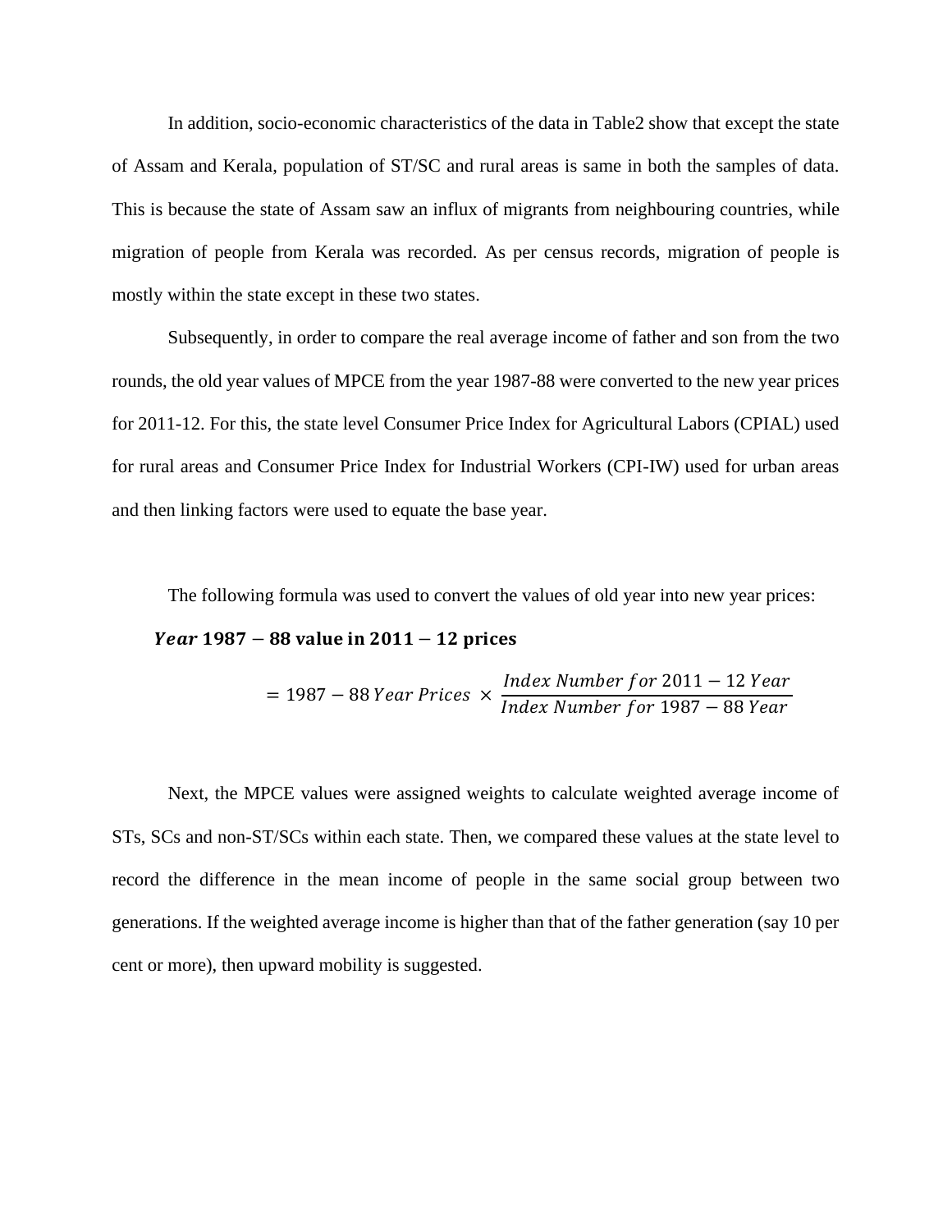In addition, socio-economic characteristics of the data in Table2 show that except the state of Assam and Kerala, population of ST/SC and rural areas is same in both the samples of data. This is because the state of Assam saw an influx of migrants from neighbouring countries, while migration of people from Kerala was recorded. As per census records, migration of people is mostly within the state except in these two states.

Subsequently, in order to compare the real average income of father and son from the two rounds, the old year values of MPCE from the year 1987-88 were converted to the new year prices for 2011-12. For this, the state level Consumer Price Index for Agricultural Labors (CPIAL) used for rural areas and Consumer Price Index for Industrial Workers (CPI-IW) used for urban areas and then linking factors were used to equate the base year.

The following formula was used to convert the values of old year into new year prices:

$$\textbf{\textit{Year}}\ \mathbf{1987-88\ value\ in\ 2011-12\ prices}$$

$$= 1987-88\,Year\ Prices \times \frac{Index\ Number\ for\ 2011-12\ Year}{Index\ Number\ for\ 1987-88\ Year}$$

Next, the MPCE values were assigned weights to calculate weighted average income of STs, SCs and non-ST/SCs within each state. Then, we compared these values at the state level to record the difference in the mean income of people in the same social group between two generations. If the weighted average income is higher than that of the father generation (say 10 per cent or more), then upward mobility is suggested.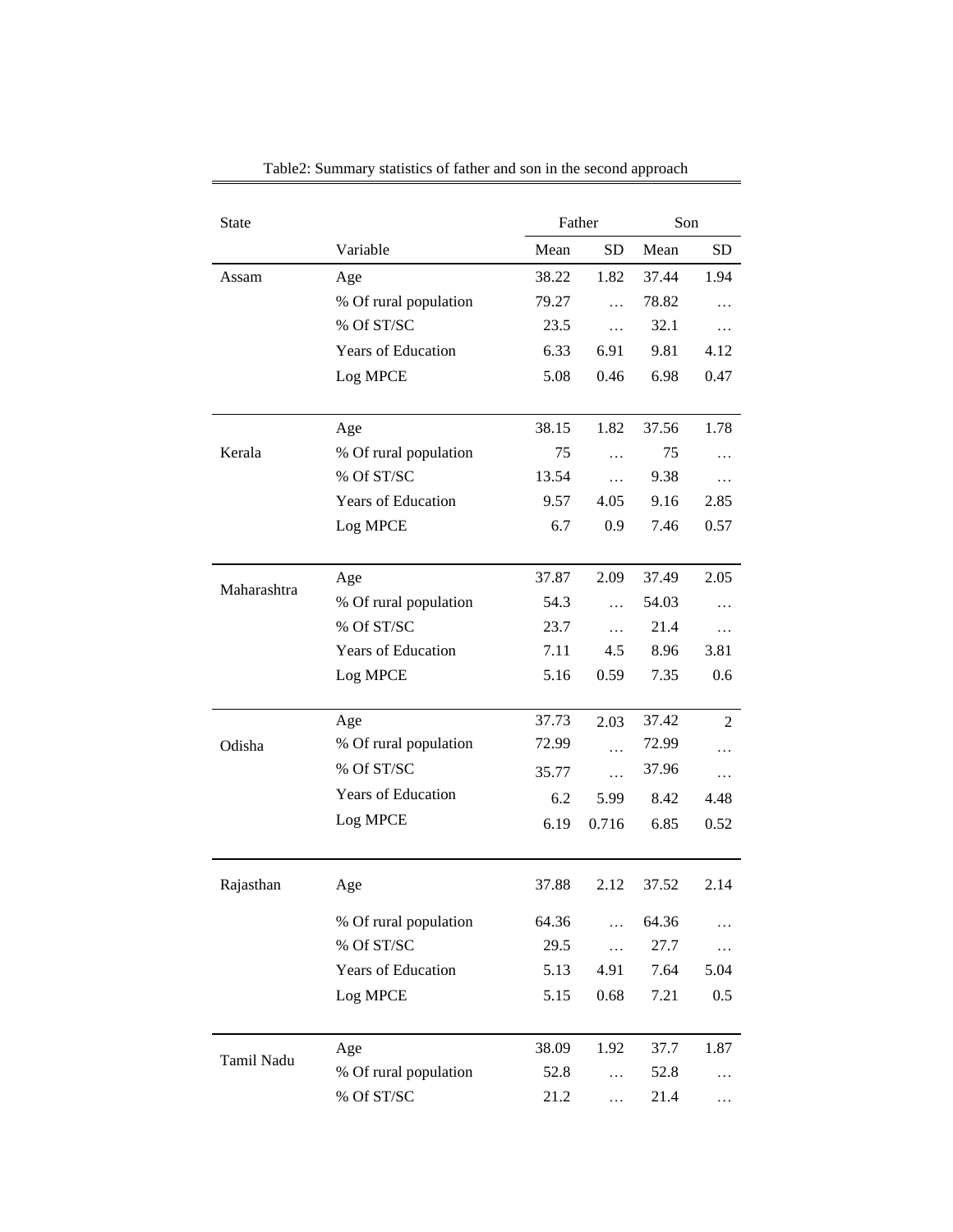Table2: Summary statistics of father and son in the second approach

| State | | Father | | Son | |
|---|---|---|---|---|---|
| | Variable | Mean | SD | Mean | SD |
| Assam | Age | 38.22 | 1.82 | 37.44 | 1.94 |
| | % Of rural population | 79.27 | … | 78.82 | … |
| | % Of ST/SC | 23.5 | … | 32.1 | … |
| | Years of Education | 6.33 | 6.91 | 9.81 | 4.12 |
| | Log MPCE | 5.08 | 0.46 | 6.98 | 0.47 |
| Kerala | Age | 38.15 | 1.82 | 37.56 | 1.78 |
| | % Of rural population | 75 | … | 75 | … |
| | % Of ST/SC | 13.54 | … | 9.38 | … |
| | Years of Education | 9.57 | 4.05 | 9.16 | 2.85 |
| | Log MPCE | 6.7 | 0.9 | 7.46 | 0.57 |
| Maharashtra | Age | 37.87 | 2.09 | 37.49 | 2.05 |
| | % Of rural population | 54.3 | … | 54.03 | … |
| | % Of ST/SC | 23.7 | … | 21.4 | … |
| | Years of Education | 7.11 | 4.5 | 8.96 | 3.81 |
| | Log MPCE | 5.16 | 0.59 | 7.35 | 0.6 |
| Odisha | Age | 37.73 | 2.03 | 37.42 | 2 |
| | % Of rural population | 72.99 | … | 72.99 | … |
| | % Of ST/SC | 35.77 | … | 37.96 | … |
| | Years of Education | 6.2 | 5.99 | 8.42 | 4.48 |
| | Log MPCE | 6.19 | 0.716 | 6.85 | 0.52 |
| Rajasthan | Age | 37.88 | 2.12 | 37.52 | 2.14 |
| | % Of rural population | 64.36 | … | 64.36 | … |
| | % Of ST/SC | 29.5 | … | 27.7 | … |
| | Years of Education | 5.13 | 4.91 | 7.64 | 5.04 |
| | Log MPCE | 5.15 | 0.68 | 7.21 | 0.5 |
| Tamil Nadu | Age | 38.09 | 1.92 | 37.7 | 1.87 |
| | % Of rural population | 52.8 | … | 52.8 | … |
| | % Of ST/SC | 21.2 | … | 21.4 | … |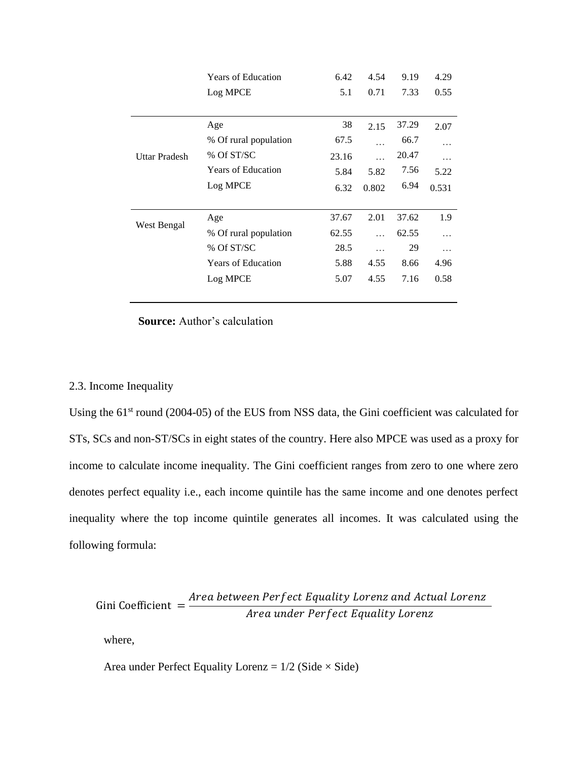|  |  |  |  |  |  |
|---|---|---|---|---|---|
|  | Years of Education | 6.42 | 4.54 | 9.19 | 4.29 |
|  | Log MPCE | 5.1 | 0.71 | 7.33 | 0.55 |
| Uttar Pradesh | Age | 38 | 2.15 | 37.29 | 2.07 |
|  | % Of rural population | 67.5 | … | 66.7 | … |
|  | % Of ST/SC | 23.16 | … | 20.47 | … |
|  | Years of Education | 5.84 | 5.82 | 7.56 | 5.22 |
|  | Log MPCE | 6.32 | 0.802 | 6.94 | 0.531 |
| West Bengal | Age | 37.67 | 2.01 | 37.62 | 1.9 |
|  | % Of rural population | 62.55 | … | 62.55 | … |
|  | % Of ST/SC | 28.5 | … | 29 | … |
|  | Years of Education | 5.88 | 4.55 | 8.66 | 4.96 |
|  | Log MPCE | 5.07 | 4.55 | 7.16 | 0.58 |

**Source:** Author's calculation

2.3. Income Inequality

Using the 61st round (2004-05) of the EUS from NSS data, the Gini coefficient was calculated for STs, SCs and non-ST/SCs in eight states of the country. Here also MPCE was used as a proxy for income to calculate income inequality. The Gini coefficient ranges from zero to one where zero denotes perfect equality i.e., each income quintile has the same income and one denotes perfect inequality where the top income quintile generates all incomes. It was calculated using the following formula:

$$\text{Gini Coefficient} = \frac{Area\ between\ Perfect\ Equality\ Lorenz\ and\ Actual\ Lorenz}{Area\ under\ Perfect\ Equality\ Lorenz}$$

where,

Area under Perfect Equality Lorenz = 1/2 (Side × Side)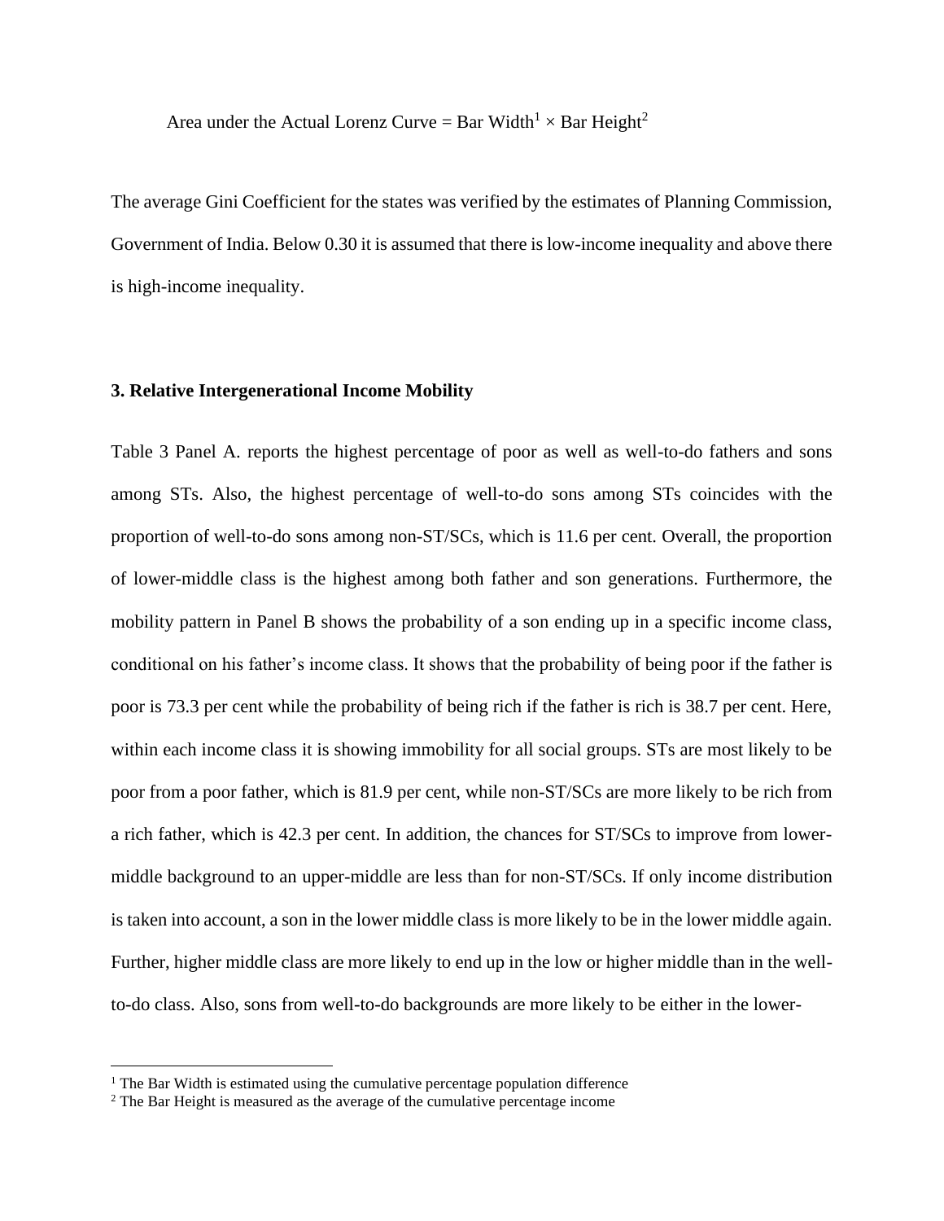Area under the Actual Lorenz Curve = Bar Width[1] × Bar Height[2]

The average Gini Coefficient for the states was verified by the estimates of Planning Commission, Government of India. Below 0.30 it is assumed that there is low-income inequality and above there is high-income inequality.

### 3. Relative Intergenerational Income Mobility

Table 3 Panel A. reports the highest percentage of poor as well as well-to-do fathers and sons among STs. Also, the highest percentage of well-to-do sons among STs coincides with the proportion of well-to-do sons among non-ST/SCs, which is 11.6 per cent. Overall, the proportion of lower-middle class is the highest among both father and son generations. Furthermore, the mobility pattern in Panel B shows the probability of a son ending up in a specific income class, conditional on his father's income class. It shows that the probability of being poor if the father is poor is 73.3 per cent while the probability of being rich if the father is rich is 38.7 per cent. Here, within each income class it is showing immobility for all social groups. STs are most likely to be poor from a poor father, which is 81.9 per cent, while non-ST/SCs are more likely to be rich from a rich father, which is 42.3 per cent. In addition, the chances for ST/SCs to improve from lower-middle background to an upper-middle are less than for non-ST/SCs. If only income distribution is taken into account, a son in the lower middle class is more likely to be in the lower middle again. Further, higher middle class are more likely to end up in the low or higher middle than in the well-to-do class. Also, sons from well-to-do backgrounds are more likely to be either in the lower-

[1] The Bar Width is estimated using the cumulative percentage population difference

[2] The Bar Height is measured as the average of the cumulative percentage income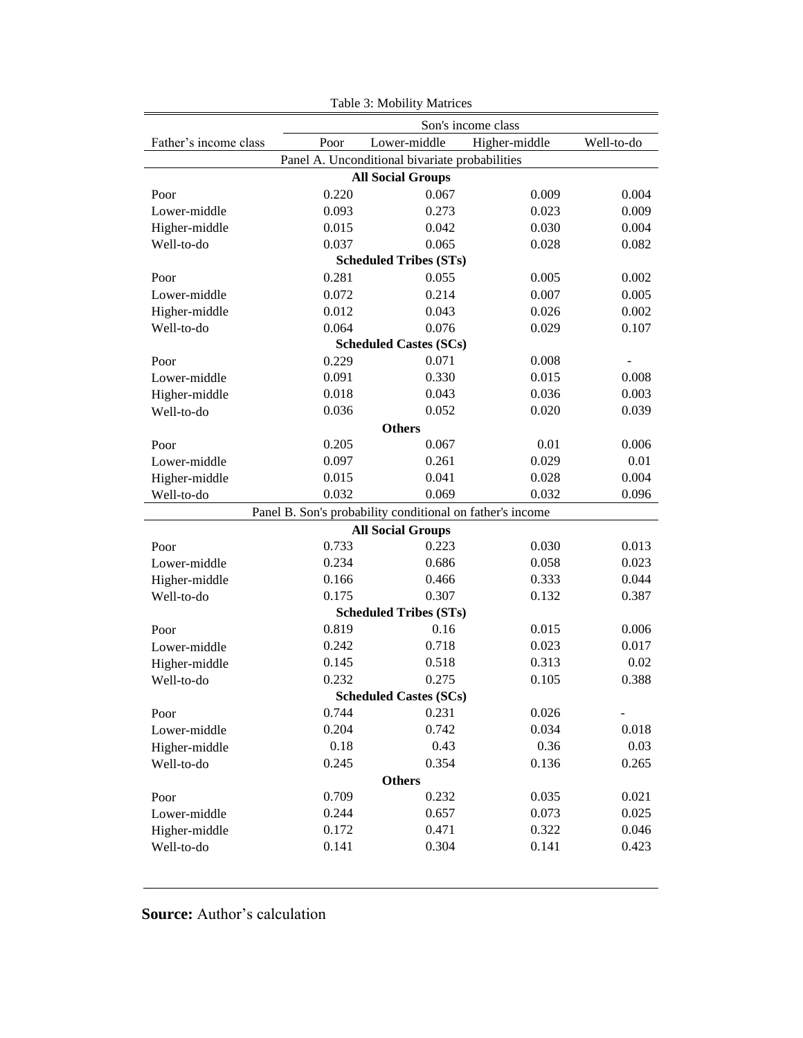Table 3: Mobility Matrices

| | Son's income class | | | |
|---|---|---|---|---|
| Father's income class | Poor | Lower-middle | Higher-middle | Well-to-do |
| **Panel A. Unconditional bivariate probabilities** | | | | |
| **All Social Groups** | | | | |
| Poor | 0.220 | 0.067 | 0.009 | 0.004 |
| Lower-middle | 0.093 | 0.273 | 0.023 | 0.009 |
| Higher-middle | 0.015 | 0.042 | 0.030 | 0.004 |
| Well-to-do | 0.037 | 0.065 | 0.028 | 0.082 |
| **Scheduled Tribes (STs)** | | | | |
| Poor | 0.281 | 0.055 | 0.005 | 0.002 |
| Lower-middle | 0.072 | 0.214 | 0.007 | 0.005 |
| Higher-middle | 0.012 | 0.043 | 0.026 | 0.002 |
| Well-to-do | 0.064 | 0.076 | 0.029 | 0.107 |
| **Scheduled Castes (SCs)** | | | | |
| Poor | 0.229 | 0.071 | 0.008 | - |
| Lower-middle | 0.091 | 0.330 | 0.015 | 0.008 |
| Higher-middle | 0.018 | 0.043 | 0.036 | 0.003 |
| Well-to-do | 0.036 | 0.052 | 0.020 | 0.039 |
| **Others** | | | | |
| Poor | 0.205 | 0.067 | 0.01 | 0.006 |
| Lower-middle | 0.097 | 0.261 | 0.029 | 0.01 |
| Higher-middle | 0.015 | 0.041 | 0.028 | 0.004 |
| Well-to-do | 0.032 | 0.069 | 0.032 | 0.096 |
| **Panel B. Son's probability conditional on father's income** | | | | |
| **All Social Groups** | | | | |
| Poor | 0.733 | 0.223 | 0.030 | 0.013 |
| Lower-middle | 0.234 | 0.686 | 0.058 | 0.023 |
| Higher-middle | 0.166 | 0.466 | 0.333 | 0.044 |
| Well-to-do | 0.175 | 0.307 | 0.132 | 0.387 |
| **Scheduled Tribes (STs)** | | | | |
| Poor | 0.819 | 0.16 | 0.015 | 0.006 |
| Lower-middle | 0.242 | 0.718 | 0.023 | 0.017 |
| Higher-middle | 0.145 | 0.518 | 0.313 | 0.02 |
| Well-to-do | 0.232 | 0.275 | 0.105 | 0.388 |
| **Scheduled Castes (SCs)** | | | | |
| Poor | 0.744 | 0.231 | 0.026 | - |
| Lower-middle | 0.204 | 0.742 | 0.034 | 0.018 |
| Higher-middle | 0.18 | 0.43 | 0.36 | 0.03 |
| Well-to-do | 0.245 | 0.354 | 0.136 | 0.265 |
| **Others** | | | | |
| Poor | 0.709 | 0.232 | 0.035 | 0.021 |
| Lower-middle | 0.244 | 0.657 | 0.073 | 0.025 |
| Higher-middle | 0.172 | 0.471 | 0.322 | 0.046 |
| Well-to-do | 0.141 | 0.304 | 0.141 | 0.423 |

**Source:** Author's calculation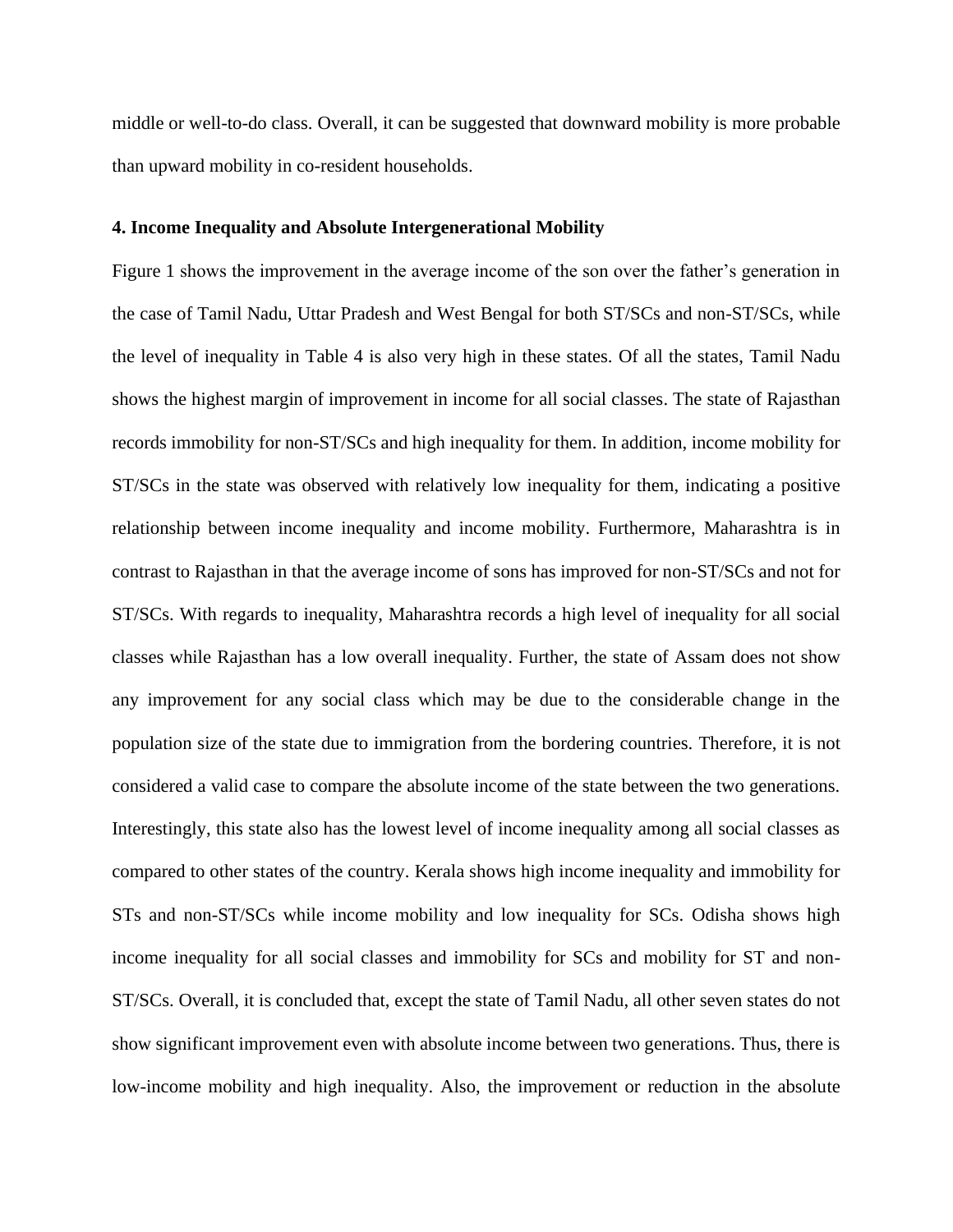middle or well-to-do class. Overall, it can be suggested that downward mobility is more probable than upward mobility in co-resident households.

## 4. Income Inequality and Absolute Intergenerational Mobility

Figure 1 shows the improvement in the average income of the son over the father's generation in the case of Tamil Nadu, Uttar Pradesh and West Bengal for both ST/SCs and non-ST/SCs, while the level of inequality in Table 4 is also very high in these states. Of all the states, Tamil Nadu shows the highest margin of improvement in income for all social classes. The state of Rajasthan records immobility for non-ST/SCs and high inequality for them. In addition, income mobility for ST/SCs in the state was observed with relatively low inequality for them, indicating a positive relationship between income inequality and income mobility. Furthermore, Maharashtra is in contrast to Rajasthan in that the average income of sons has improved for non-ST/SCs and not for ST/SCs. With regards to inequality, Maharashtra records a high level of inequality for all social classes while Rajasthan has a low overall inequality. Further, the state of Assam does not show any improvement for any social class which may be due to the considerable change in the population size of the state due to immigration from the bordering countries. Therefore, it is not considered a valid case to compare the absolute income of the state between the two generations. Interestingly, this state also has the lowest level of income inequality among all social classes as compared to other states of the country. Kerala shows high income inequality and immobility for STs and non-ST/SCs while income mobility and low inequality for SCs. Odisha shows high income inequality for all social classes and immobility for SCs and mobility for ST and non-ST/SCs. Overall, it is concluded that, except the state of Tamil Nadu, all other seven states do not show significant improvement even with absolute income between two generations. Thus, there is low-income mobility and high inequality. Also, the improvement or reduction in the absolute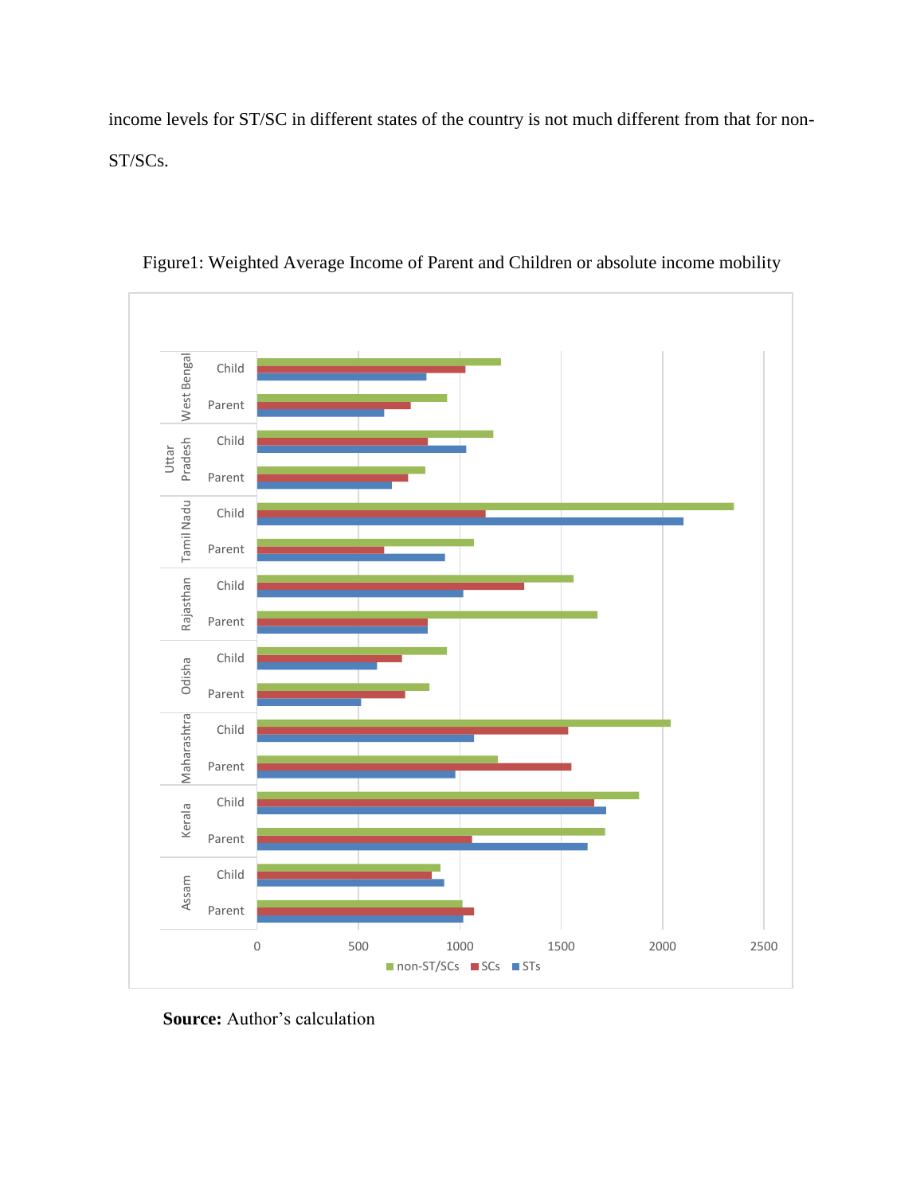income levels for ST/SC in different states of the country is not much different from that for non-ST/SCs.

Figure1: Weighted Average Income of Parent and Children or absolute income mobility

**Source:** Author's calculation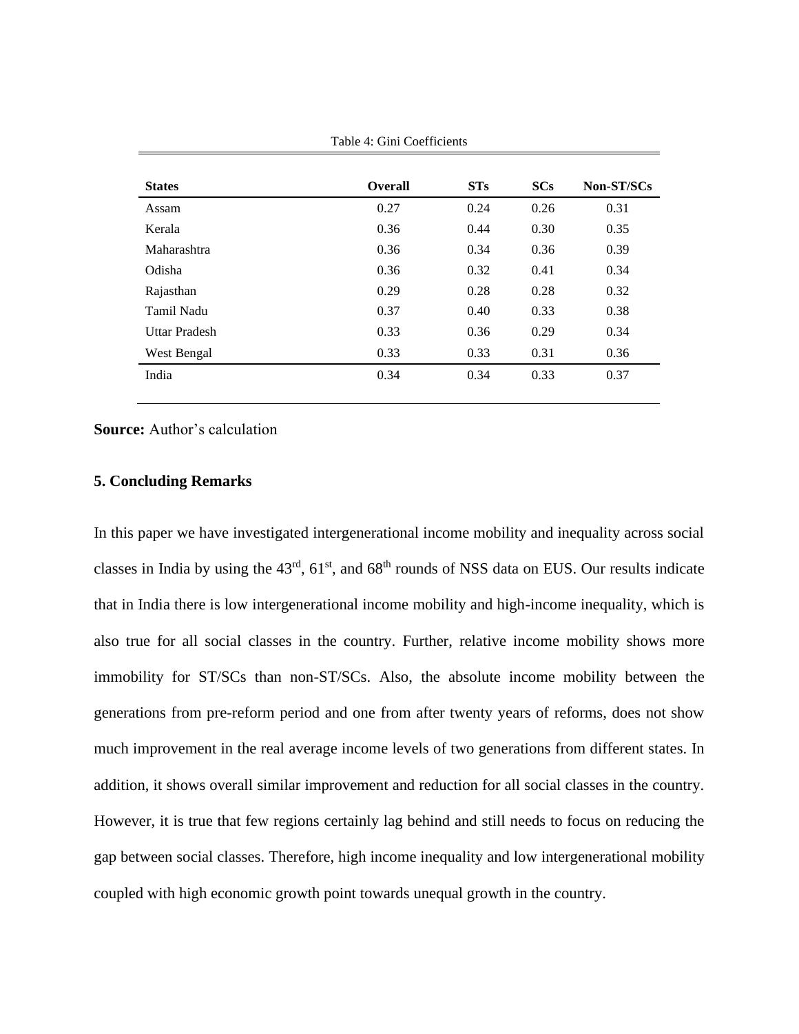Table 4: Gini Coefficients

| States | Overall | STs | SCs | Non-ST/SCs |
|---|---|---|---|---|
| Assam | 0.27 | 0.24 | 0.26 | 0.31 |
| Kerala | 0.36 | 0.44 | 0.30 | 0.35 |
| Maharashtra | 0.36 | 0.34 | 0.36 | 0.39 |
| Odisha | 0.36 | 0.32 | 0.41 | 0.34 |
| Rajasthan | 0.29 | 0.28 | 0.28 | 0.32 |
| Tamil Nadu | 0.37 | 0.40 | 0.33 | 0.38 |
| Uttar Pradesh | 0.33 | 0.36 | 0.29 | 0.34 |
| West Bengal | 0.33 | 0.33 | 0.31 | 0.36 |
| India | 0.34 | 0.34 | 0.33 | 0.37 |

**Source:** Author's calculation

## 5. Concluding Remarks

In this paper we have investigated intergenerational income mobility and inequality across social classes in India by using the 43rd, 61st, and 68th rounds of NSS data on EUS. Our results indicate that in India there is low intergenerational income mobility and high-income inequality, which is also true for all social classes in the country. Further, relative income mobility shows more immobility for ST/SCs than non-ST/SCs. Also, the absolute income mobility between the generations from pre-reform period and one from after twenty years of reforms, does not show much improvement in the real average income levels of two generations from different states. In addition, it shows overall similar improvement and reduction for all social classes in the country. However, it is true that few regions certainly lag behind and still needs to focus on reducing the gap between social classes. Therefore, high income inequality and low intergenerational mobility coupled with high economic growth point towards unequal growth in the country.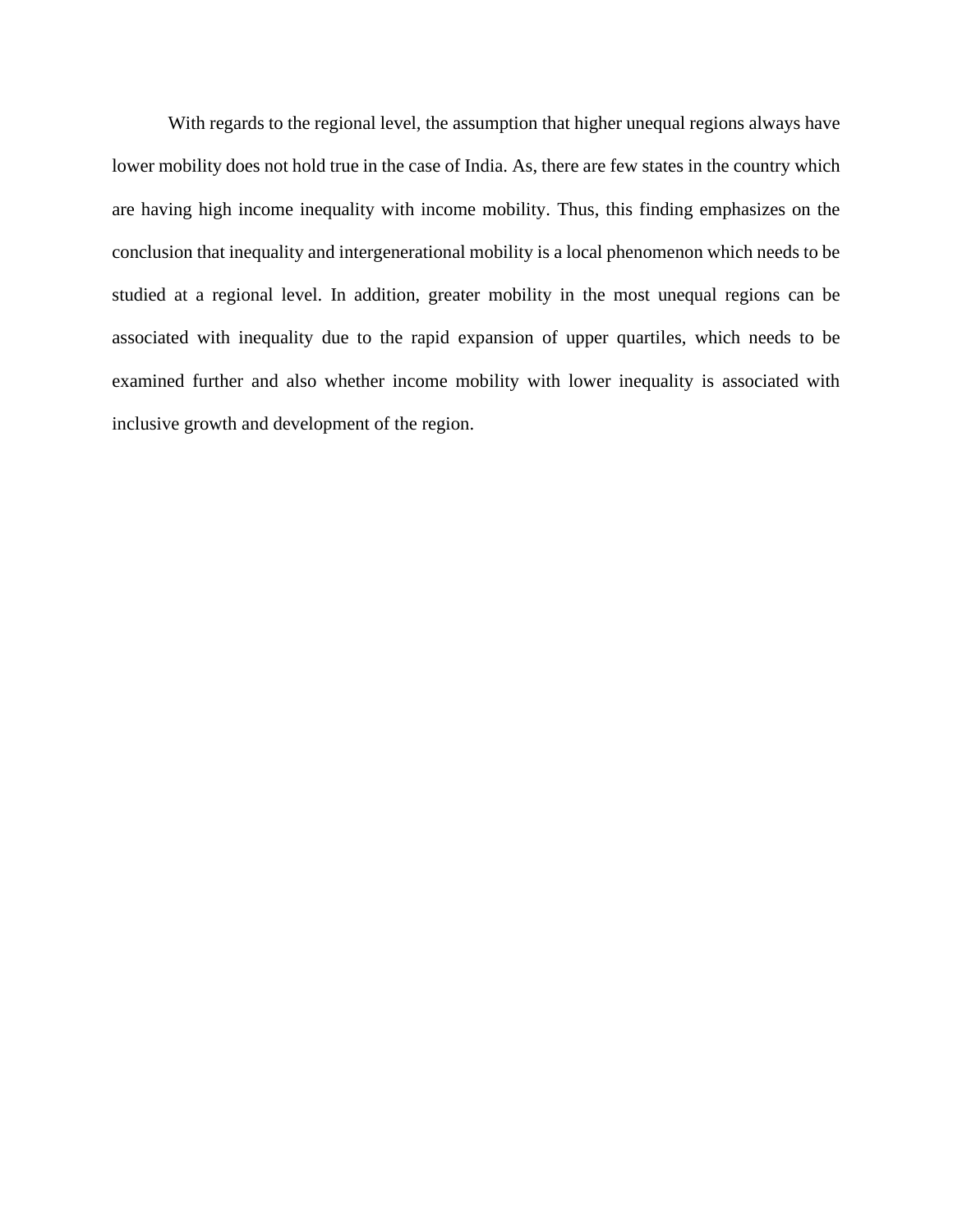With regards to the regional level, the assumption that higher unequal regions always have lower mobility does not hold true in the case of India. As, there are few states in the country which are having high income inequality with income mobility. Thus, this finding emphasizes on the conclusion that inequality and intergenerational mobility is a local phenomenon which needs to be studied at a regional level. In addition, greater mobility in the most unequal regions can be associated with inequality due to the rapid expansion of upper quartiles, which needs to be examined further and also whether income mobility with lower inequality is associated with inclusive growth and development of the region.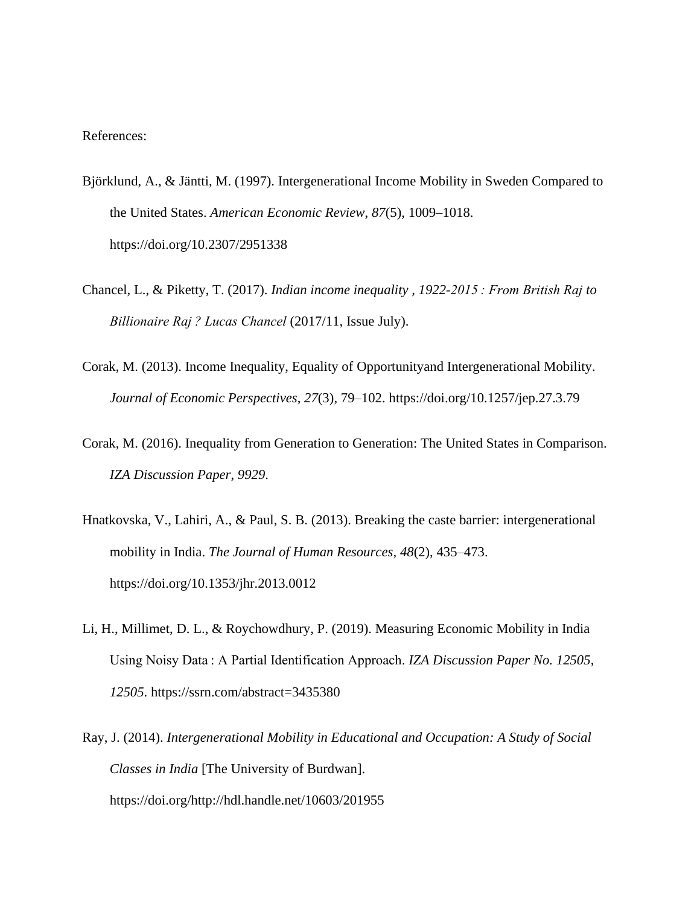References:

Björklund, A., & Jäntti, M. (1997). Intergenerational Income Mobility in Sweden Compared to the United States. *American Economic Review*, *87*(5), 1009–1018. https://doi.org/10.2307/2951338

Chancel, L., & Piketty, T. (2017). *Indian income inequality , 1922-2015 : From British Raj to Billionaire Raj ? Lucas Chancel* (2017/11, Issue July).

Corak, M. (2013). Income Inequality, Equality of Opportunityand Intergenerational Mobility. *Journal of Economic Perspectives*, *27*(3), 79–102. https://doi.org/10.1257/jep.27.3.79

Corak, M. (2016). Inequality from Generation to Generation: The United States in Comparison. *IZA Discussion Paper*, *9929*.

Hnatkovska, V., Lahiri, A., & Paul, S. B. (2013). Breaking the caste barrier: intergenerational mobility in India. *The Journal of Human Resources*, *48*(2), 435–473. https://doi.org/10.1353/jhr.2013.0012

Li, H., Millimet, D. L., & Roychowdhury, P. (2019). Measuring Economic Mobility in India Using Noisy Data : A Partial Identification Approach. *IZA Discussion Paper No. 12505*, *12505*. https://ssrn.com/abstract=3435380

Ray, J. (2014). *Intergenerational Mobility in Educational and Occupation: A Study of Social Classes in India* [The University of Burdwan]. https://doi.org/http://hdl.handle.net/10603/201955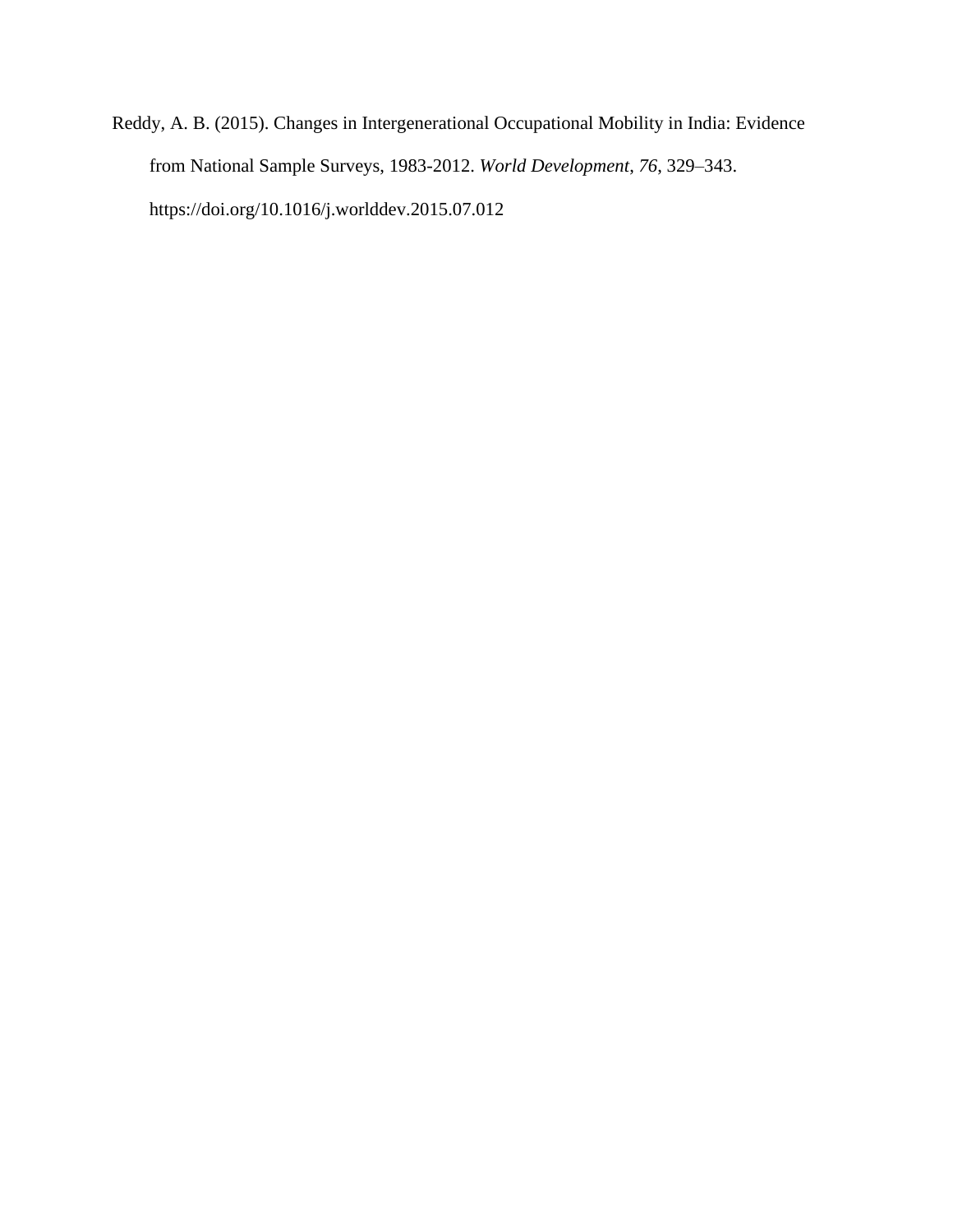Reddy, A. B. (2015). Changes in Intergenerational Occupational Mobility in India: Evidence from National Sample Surveys, 1983-2012. *World Development*, *76*, 329–343. https://doi.org/10.1016/j.worlddev.2015.07.012